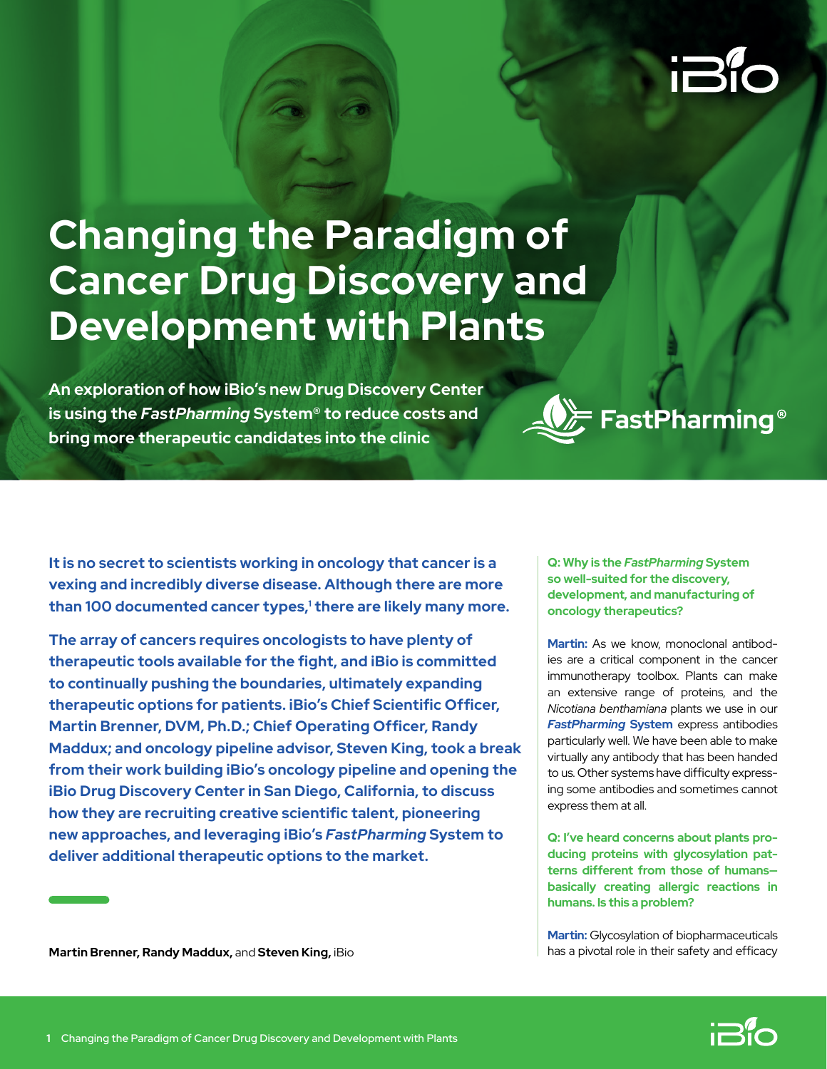# Changing the Paradigm of Cancer Drug Discovery and Development with Plants

**An exploration of how iBio's new Drug Discovery Center is using the *FastPharming* System® to reduce costs and bring more therapeutic candidates into the clinic**

**It is no secret to scientists working in oncology that cancer is a vexing and incredibly diverse disease. Although there are more than 100 documented cancer types,[1] there are likely many more.**

**The array of cancers requires oncologists to have plenty of therapeutic tools available for the fight, and iBio is committed to continually pushing the boundaries, ultimately expanding therapeutic options for patients. iBio's Chief Scientific Officer, Martin Brenner, DVM, Ph.D.; Chief Operating Officer, Randy Maddux; and oncology pipeline advisor, Steven King, took a break from their work building iBio's oncology pipeline and opening the iBio Drug Discovery Center in San Diego, California, to discuss how they are recruiting creative scientific talent, pioneering new approaches, and leveraging iBio's *FastPharming* System to deliver additional therapeutic options to the market.**

**Martin Brenner, Randy Maddux,** and **Steven King,** iBio

**Q: Why is the *FastPharming* System so well-suited for the discovery, development, and manufacturing of oncology therapeutics?**

**Martin:** As we know, monoclonal antibodies are a critical component in the cancer immunotherapy toolbox. Plants can make an extensive range of proteins, and the *Nicotiana benthamiana* plants we use in our ***FastPharming* System** express antibodies particularly well. We have been able to make virtually any antibody that has been handed to us. Other systems have difficulty expressing some antibodies and sometimes cannot express them at all.

**Q: I've heard concerns about plants producing proteins with glycosylation patterns different from those of humans—basically creating allergic reactions in humans. Is this a problem?**

**Martin:** Glycosylation of biopharmaceuticals has a pivotal role in their safety and efficacy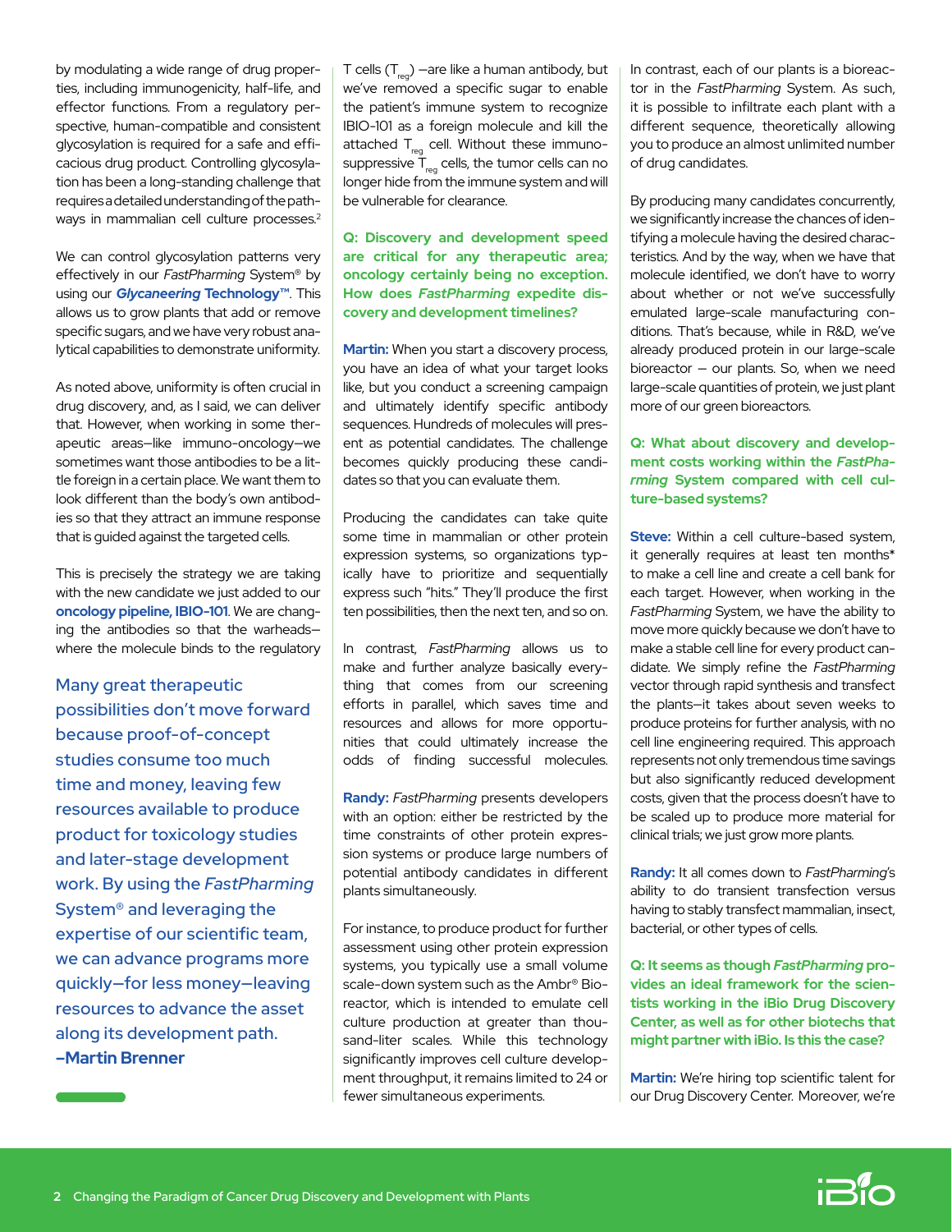by modulating a wide range of drug properties, including immunogenicity, half-life, and effector functions. From a regulatory perspective, human-compatible and consistent glycosylation is required for a safe and efficacious drug product. Controlling glycosylation has been a long-standing challenge that requires a detailed understanding of the pathways in mammalian cell culture processes.[2]

We can control glycosylation patterns very effectively in our *FastPharming* System® by using our ***Glycaneering* Technology**™. This allows us to grow plants that add or remove specific sugars, and we have very robust analytical capabilities to demonstrate uniformity.

As noted above, uniformity is often crucial in drug discovery, and, as I said, we can deliver that. However, when working in some therapeutic areas—like immuno-oncology—we sometimes want those antibodies to be a little foreign in a certain place. We want them to look different than the body's own antibodies so that they attract an immune response that is guided against the targeted cells.

This is precisely the strategy we are taking with the new candidate we just added to our **oncology pipeline, IBIO-101**. We are changing the antibodies so that the warheads—where the molecule binds to the regulatory T cells ($T_{reg}$) —are like a human antibody, but we've removed a specific sugar to enable the patient's immune system to recognize IBIO-101 as a foreign molecule and kill the attached $T_{reg}$ cell. Without these immunosuppressive $T_{reg}$ cells, the tumor cells can no longer hide from the immune system and will be vulnerable for clearance.

> Many great therapeutic possibilities don't move forward because proof-of-concept studies consume too much time and money, leaving few resources available to produce product for toxicology studies and later-stage development work. By using the *FastPharming* System® and leveraging the expertise of our scientific team, we can advance programs more quickly—for less money—leaving resources to advance the asset along its development path.
> **–Martin Brenner**

**Q: Discovery and development speed are critical for any therapeutic area; oncology certainly being no exception. How does *FastPharming* expedite discovery and development timelines?**

**Martin:** When you start a discovery process, you have an idea of what your target looks like, but you conduct a screening campaign and ultimately identify specific antibody sequences. Hundreds of molecules will present as potential candidates. The challenge becomes quickly producing these candidates so that you can evaluate them.

Producing the candidates can take quite some time in mammalian or other protein expression systems, so organizations typically have to prioritize and sequentially express such "hits." They'll produce the first ten possibilities, then the next ten, and so on.

In contrast, *FastPharming* allows us to make and further analyze basically everything that comes from our screening efforts in parallel, which saves time and resources and allows for more opportunities that could ultimately increase the odds of finding successful molecules.

**Randy:** *FastPharming* presents developers with an option: either be restricted by the time constraints of other protein expression systems or produce large numbers of potential antibody candidates in different plants simultaneously.

For instance, to produce product for further assessment using other protein expression systems, you typically use a small volume scale-down system such as the Ambr® Bioreactor, which is intended to emulate cell culture production at greater than thousand-liter scales. While this technology significantly improves cell culture development throughput, it remains limited to 24 or fewer simultaneous experiments.

In contrast, each of our plants is a bioreactor in the *FastPharming* System. As such, it is possible to infiltrate each plant with a different sequence, theoretically allowing you to produce an almost unlimited number of drug candidates.

By producing many candidates concurrently, we significantly increase the chances of identifying a molecule having the desired characteristics. And by the way, when we have that molecule identified, we don't have to worry about whether or not we've successfully emulated large-scale manufacturing conditions. That's because, while in R&D, we've already produced protein in our large-scale bioreactor — our plants. So, when we need large-scale quantities of protein, we just plant more of our green bioreactors.

**Q: What about discovery and development costs working within the *FastPharming* System compared with cell culture-based systems?**

**Steve:** Within a cell culture-based system, it generally requires at least ten months* to make a cell line and create a cell bank for each target. However, when working in the *FastPharming* System, we have the ability to move more quickly because we don't have to make a stable cell line for every product candidate. We simply refine the *FastPharming* vector through rapid synthesis and transfect the plants—it takes about seven weeks to produce proteins for further analysis, with no cell line engineering required. This approach represents not only tremendous time savings but also significantly reduced development costs, given that the process doesn't have to be scaled up to produce more material for clinical trials; we just grow more plants.

**Randy:** It all comes down to *FastPharming*'s ability to do transient transfection versus having to stably transfect mammalian, insect, bacterial, or other types of cells.

**Q: It seems as though *FastPharming* provides an ideal framework for the scientists working in the iBio Drug Discovery Center, as well as for other biotechs that might partner with iBio. Is this the case?**

**Martin:** We're hiring top scientific talent for our Drug Discovery Center. Moreover, we're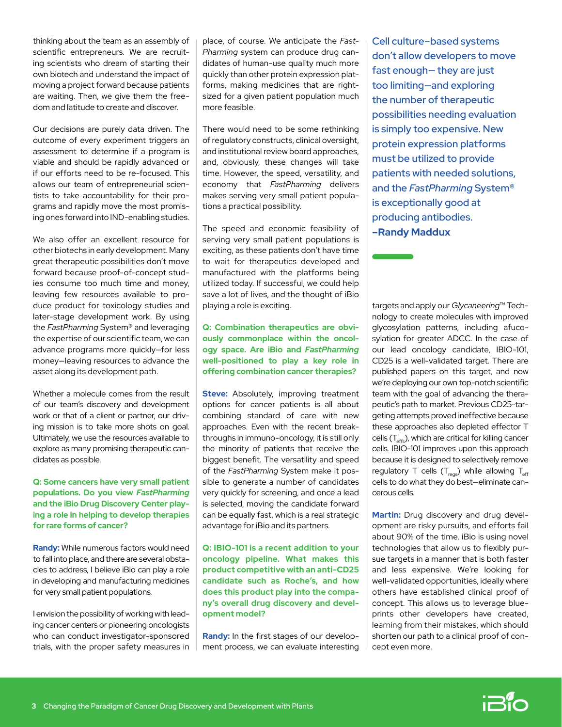thinking about the team as an assembly of scientific entrepreneurs. We are recruiting scientists who dream of starting their own biotech and understand the impact of moving a project forward because patients are waiting. Then, we give them the freedom and latitude to create and discover.

Our decisions are purely data driven. The outcome of every experiment triggers an assessment to determine if a program is viable and should be rapidly advanced or if our efforts need to be re-focused. This allows our team of entrepreneurial scientists to take accountability for their programs and rapidly move the most promising ones forward into IND-enabling studies.

We also offer an excellent resource for other biotechs in early development. Many great therapeutic possibilities don't move forward because proof-of-concept studies consume too much time and money, leaving few resources available to produce product for toxicology studies and later-stage development work. By using the *FastPharming* System® and leveraging the expertise of our scientific team, we can advance programs more quickly—for less money—leaving resources to advance the asset along its development path.

Whether a molecule comes from the result of our team's discovery and development work or that of a client or partner, our driving mission is to take more shots on goal. Ultimately, we use the resources available to explore as many promising therapeutic candidates as possible.

**Q: Some cancers have very small patient populations. Do you view *FastPharming* and the iBio Drug Discovery Center playing a role in helping to develop therapies for rare forms of cancer?**

**Randy:** While numerous factors would need to fall into place, and there are several obstacles to address, I believe iBio can play a role in developing and manufacturing medicines for very small patient populations.

I envision the possibility of working with leading cancer centers or pioneering oncologists who can conduct investigator-sponsored trials, with the proper safety measures in place, of course. We anticipate the *FastPharming* system can produce drug candidates of human-use quality much more quickly than other protein expression platforms, making medicines that are right-sized for a given patient population much more feasible.

There would need to be some rethinking of regulatory constructs, clinical oversight, and institutional review board approaches, and, obviously, these changes will take time. However, the speed, versatility, and economy that *FastPharming* delivers makes serving very small patient populations a practical possibility.

The speed and economic feasibility of serving very small patient populations is exciting, as these patients don't have time to wait for therapeutics developed and manufactured with the platforms being utilized today. If successful, we could help save a lot of lives, and the thought of iBio playing a role is exciting.

**Q: Combination therapeutics are obviously commonplace within the oncology space. Are iBio and *FastPharming* well-positioned to play a key role in offering combination cancer therapies?**

**Steve:** Absolutely, improving treatment options for cancer patients is all about combining standard of care with new approaches. Even with the recent breakthroughs in immuno-oncology, it is still only the minority of patients that receive the biggest benefit. The versatility and speed of the *FastPharming* System make it possible to generate a number of candidates very quickly for screening, and once a lead is selected, moving the candidate forward can be equally fast, which is a real strategic advantage for iBio and its partners.

**Q: IBIO-101 is a recent addition to your oncology pipeline. What makes this product competitive with an anti-CD25 candidate such as Roche's, and how does this product play into the company's overall drug discovery and development model?**

**Randy:** In the first stages of our development process, we can evaluate interesting targets and apply our *Glycaneering*™ Technology to create molecules with improved glycosylation patterns, including afucosylation for greater ADCC. In the case of our lead oncology candidate, IBIO-101, CD25 is a well-validated target. There are published papers on this target, and now we're deploying our own top-notch scientific team with the goal of advancing the therapeutic's path to market. Previous CD25-targeting attempts proved ineffective because these approaches also depleted effector T cells ($T_{effs}$), which are critical for killing cancer cells. IBIO-101 improves upon this approach because it is designed to selectively remove regulatory T cells ($T_{regs}$) while allowing $T_{eff}$ cells to do what they do best—eliminate cancerous cells.

> Cell culture–based systems don't allow developers to move fast enough– they are just too limiting–and exploring the number of therapeutic possibilities needing evaluation is simply too expensive. New protein expression platforms must be utilized to provide patients with needed solutions, and the *FastPharming* System® is exceptionally good at producing antibodies.
> **–Randy Maddux**

**Martin:** Drug discovery and drug development are risky pursuits, and efforts fail about 90% of the time. iBio is using novel technologies that allow us to flexibly pursue targets in a manner that is both faster and less expensive. We're looking for well-validated opportunities, ideally where others have established clinical proof of concept. This allows us to leverage blueprints other developers have created, learning from their mistakes, which should shorten our path to a clinical proof of concept even more.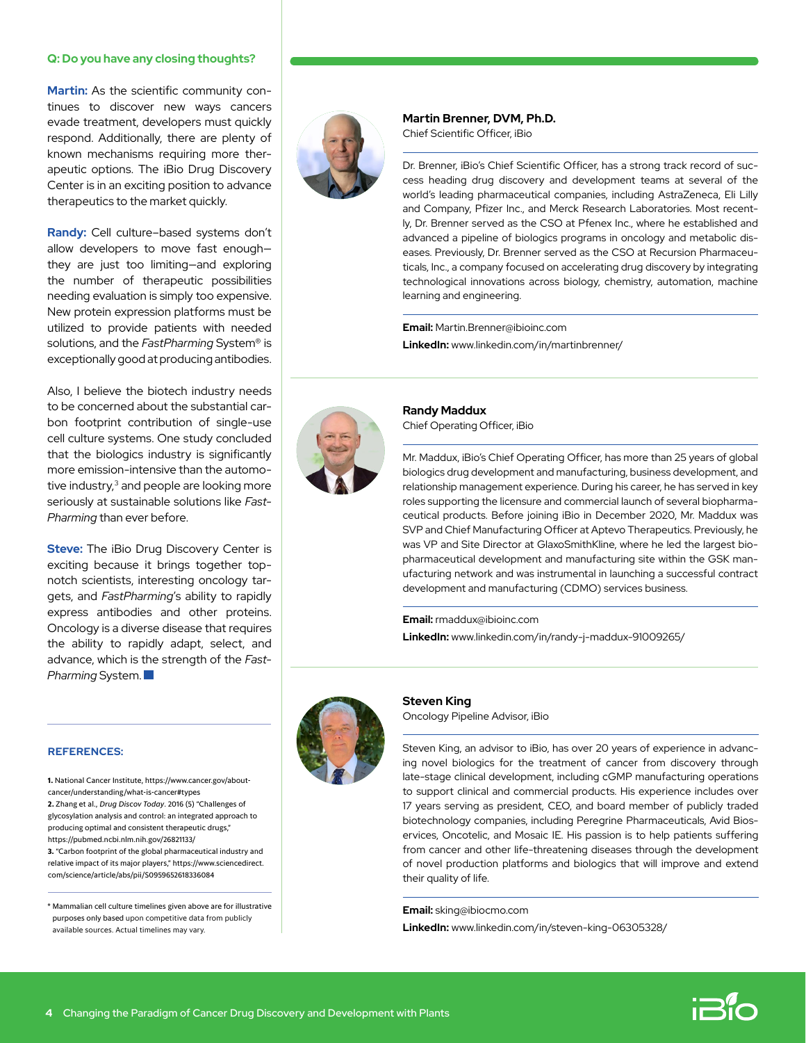**Q: Do you have any closing thoughts?**

**Martin:** As the scientific community continues to discover new ways cancers evade treatment, developers must quickly respond. Additionally, there are plenty of known mechanisms requiring more therapeutic options. The iBio Drug Discovery Center is in an exciting position to advance therapeutics to the market quickly.

**Randy:** Cell culture–based systems don't allow developers to move fast enough—they are just too limiting—and exploring the number of therapeutic possibilities needing evaluation is simply too expensive. New protein expression platforms must be utilized to provide patients with needed solutions, and the *FastPharming* System® is exceptionally good at producing antibodies.

Also, I believe the biotech industry needs to be concerned about the substantial carbon footprint contribution of single-use cell culture systems. One study concluded that the biologics industry is significantly more emission-intensive than the automotive industry,[3] and people are looking more seriously at sustainable solutions like *FastPharming* than ever before.

**Steve:** The iBio Drug Discovery Center is exciting because it brings together top-notch scientists, interesting oncology targets, and *FastPharming*'s ability to rapidly express antibodies and other proteins. Oncology is a diverse disease that requires the ability to rapidly adapt, select, and advance, which is the strength of the *FastPharming* System.

### REFERENCES:

**1.** National Cancer Institute, https://www.cancer.gov/about-cancer/understanding/what-is-cancer#types

**2.** Zhang et al., *Drug Discov Today*. 2016 (5) "Challenges of glycosylation analysis and control: an integrated approach to producing optimal and consistent therapeutic drugs," https://pubmed.ncbi.nlm.nih.gov/26821133/

**3.** "Carbon footprint of the global pharmaceutical industry and relative impact of its major players," https://www.sciencedirect.com/science/article/abs/pii/S0959652618336084

\* Mammalian cell culture timelines given above are for illustrative purposes only based upon competitive data from publicly available sources. Actual timelines may vary.

---

**Martin Brenner, DVM, Ph.D.**
Chief Scientific Officer, iBio

Dr. Brenner, iBio's Chief Scientific Officer, has a strong track record of success heading drug discovery and development teams at several of the world's leading pharmaceutical companies, including AstraZeneca, Eli Lilly and Company, Pfizer Inc., and Merck Research Laboratories. Most recently, Dr. Brenner served as the CSO at Pfenex Inc., where he established and advanced a pipeline of biologics programs in oncology and metabolic diseases. Previously, Dr. Brenner served as the CSO at Recursion Pharmaceuticals, Inc., a company focused on accelerating drug discovery by integrating technological innovations across biology, chemistry, automation, machine learning and engineering.

**Email:** Martin.Brenner@ibioinc.com
**LinkedIn:** www.linkedin.com/in/martinbrenner/

**Randy Maddux**
Chief Operating Officer, iBio

Mr. Maddux, iBio's Chief Operating Officer, has more than 25 years of global biologics drug development and manufacturing, business development, and relationship management experience. During his career, he has served in key roles supporting the licensure and commercial launch of several biopharmaceutical products. Before joining iBio in December 2020, Mr. Maddux was SVP and Chief Manufacturing Officer at Aptevo Therapeutics. Previously, he was VP and Site Director at GlaxoSmithKline, where he led the largest biopharmaceutical development and manufacturing site within the GSK manufacturing network and was instrumental in launching a successful contract development and manufacturing (CDMO) services business.

**Email:** rmaddux@ibioinc.com
**LinkedIn:** www.linkedin.com/in/randy-j-maddux-91009265/

**Steven King**
Oncology Pipeline Advisor, iBio

Steven King, an advisor to iBio, has over 20 years of experience in advancing novel biologics for the treatment of cancer from discovery through late-stage clinical development, including cGMP manufacturing operations to support clinical and commercial products. His experience includes over 17 years serving as president, CEO, and board member of publicly traded biotechnology companies, including Peregrine Pharmaceuticals, Avid Bioservices, Oncotelic, and Mosaic IE. His passion is to help patients suffering from cancer and other life-threatening diseases through the development of novel production platforms and biologics that will improve and extend their quality of life.

**Email:** sking@ibiocmo.com
**LinkedIn:** www.linkedin.com/in/steven-king-06305328/